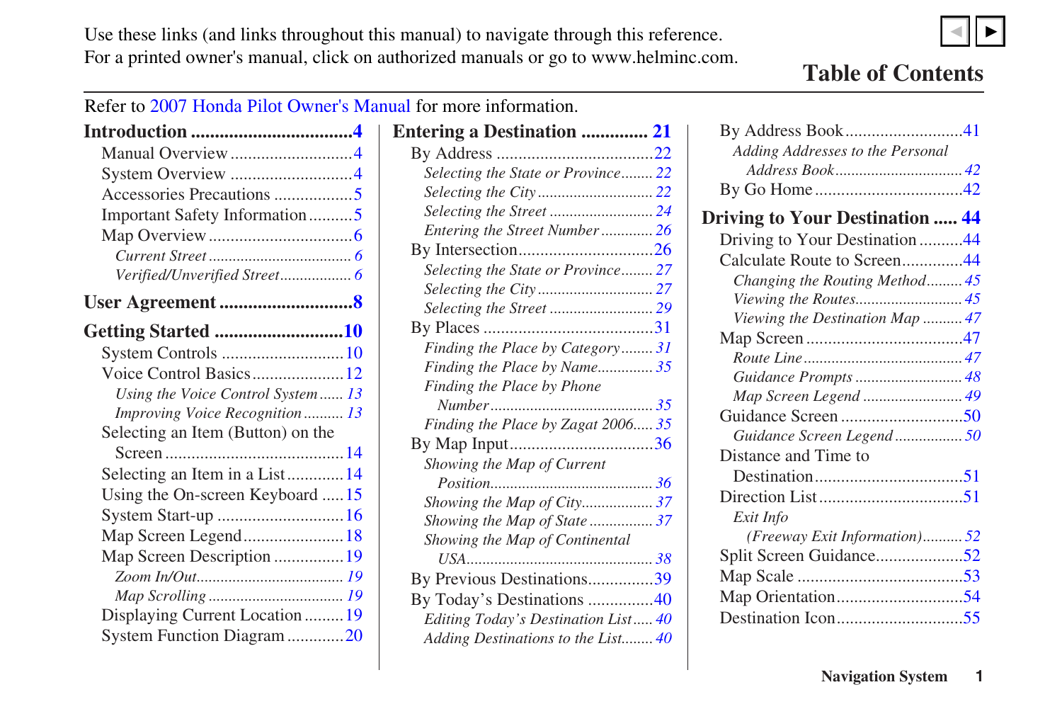Use these links (and links throughout this manual) to navigate through this reference.
For a printed owner's manual, click on authorized manuals or go to www.helminc.com.

# Table of Contents

Refer to 2007 Honda Pilot Owner's Manual for more information.

**Introduction .................................4**
- Manual Overview ...........................4
- System Overview ...........................4
- Accessories Precautions .................5
- Important Safety Information ..........5
- Map Overview ................................6
  - *Current Street ................................... 6*
  - *Verified/Unverified Street................. 6*

**User Agreement ...........................8**

**Getting Started ..........................10**
- System Controls ...........................10
- Voice Control Basics.....................12
  - *Using the Voice Control System...... 13*
  - *Improving Voice Recognition .......... 13*
- Selecting an Item (Button) on the Screen ........................................14
- Selecting an Item in a List.............14
- Using the On-screen Keyboard .....15
- System Start-up ............................16
- Map Screen Legend.......................18
- Map Screen Description ................19
  - *Zoom In/Out.................................... 19*
  - *Map Scrolling ................................. 19*
- Displaying Current Location .........19
- System Function Diagram .............20

**Entering a Destination ............. 21**
- By Address ...................................22
  - *Selecting the State or Province........ 22*
  - *Selecting the City ............................ 22*
  - *Selecting the Street ......................... 24*
  - *Entering the Street Number ............. 26*
- By Intersection..............................26
  - *Selecting the State or Province........ 27*
  - *Selecting the City ............................ 27*
  - *Selecting the Street ......................... 29*
- By Places ......................................31
  - *Finding the Place by Category........ 31*
  - *Finding the Place by Name............. 35*
  - *Finding the Place by Phone Number........................................ 35*
  - *Finding the Place by Zagat 2006..... 35*
- By Map Input................................36
  - *Showing the Map of Current Position........................................ 36*
  - *Showing the Map of City................. 37*
  - *Showing the Map of State ............... 37*
  - *Showing the Map of Continental USA.............................................. 38*
- By Previous Destinations..............39
- By Today's Destinations ...............40
  - *Editing Today's Destination List..... 40*
  - *Adding Destinations to the List........ 40*
- By Address Book..........................41
  - *Adding Addresses to the Personal Address Book............................... 42*
- By Go Home .................................42

**Driving to Your Destination ..... 44**
- Driving to Your Destination ..........44
- Calculate Route to Screen.............44
  - *Changing the Routing Method......... 45*
  - *Viewing the Routes.......................... 45*
  - *Viewing the Destination Map .......... 47*
- Map Screen ...................................47
  - *Route Line ....................................... 47*
  - *Guidance Prompts .......................... 48*
  - *Map Screen Legend ........................ 49*
- Guidance Screen ...........................50
  - *Guidance Screen Legend ................ 50*
- Distance and Time to Destination.................................51
- Direction List ................................51
  - *Exit Info (Freeway Exit Information).......... 52*
- Split Screen Guidance...................52
- Map Scale .....................................53
- Map Orientation............................54
- Destination Icon............................55

Navigation System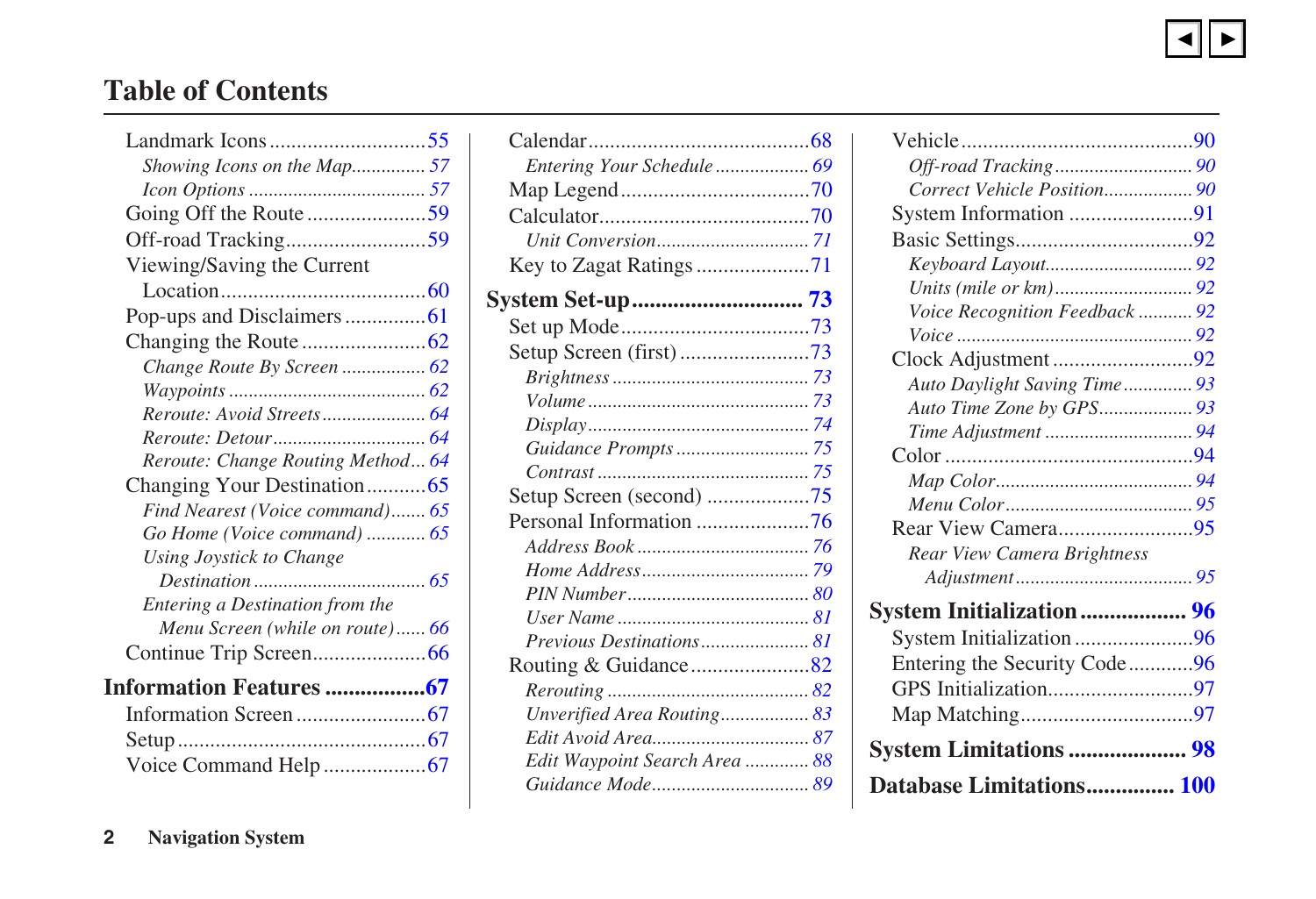# Table of Contents

Landmark Icons ............................ 55

*Showing Icons on the Map*............... 57

*Icon Options* .................................... 57

Going Off the Route ...................... 59

Off-road Tracking .......................... 59

Viewing/Saving the Current Location ...................................... 60

Pop-ups and Disclaimers ............... 61

Changing the Route ....................... 62

*Change Route By Screen* ................ 62

*Waypoints* ....................................... 62

*Reroute: Avoid Streets* .................... 64

*Reroute: Detour* .............................. 64

*Reroute: Change Routing Method*... 64

Changing Your Destination ........... 65

*Find Nearest (Voice command)*....... 65

*Go Home (Voice command)* ............ 65

*Using Joystick to Change Destination* .................................. 65

*Entering a Destination from the Menu Screen (while on route)* ...... 66

Continue Trip Screen..................... 66

**Information Features ................. 67**

Information Screen ........................ 67

Setup .............................................. 67

Voice Command Help ................... 67

Calendar......................................... 68

*Entering Your Schedule* .................. 69

Map Legend ................................... 70

Calculator....................................... 70

*Unit Conversion*.............................. 71

Key to Zagat Ratings ..................... 71

**System Set-up ........................... 73**

Set up Mode ................................... 73

Setup Screen (first) ........................ 73

*Brightness* ....................................... 73

*Volume* ............................................ 73

*Display*............................................. 74

*Guidance Prompts* ........................... 75

*Contrast* ........................................... 75

Setup Screen (second) ................... 75

Personal Information ..................... 76

*Address Book* .................................. 76

*Home Address*.................................. 79

*PIN Number*..................................... 80

*User Name* ....................................... 81

*Previous Destinations*...................... 81

Routing & Guidance...................... 82

*Rerouting* ......................................... 82

*Unverified Area Routing*................. 83

*Edit Avoid Area*............................... 87

*Edit Waypoint Search Area* ............ 88

*Guidance Mode*................................ 89

Vehicle ........................................... 90

*Off-road Tracking* ........................... 90

*Correct Vehicle Position*................. 90

System Information ....................... 91

Basic Settings................................. 92

*Keyboard Layout*............................. 92

*Units (mile or km)*........................... 92

*Voice Recognition Feedback* ........... 92

*Voice* ................................................ 92

Clock Adjustment .......................... 92

*Auto Daylight Saving Time* ............. 93

*Auto Time Zone by GPS*.................. 93

*Time Adjustment* ............................. 94

Color .............................................. 94

*Map Color*........................................ 94

*Menu Color*...................................... 95

Rear View Camera......................... 95

*Rear View Camera Brightness Adjustment* .................................... 95

**System Initialization ................. 96**

System Initialization ...................... 96

Entering the Security Code ........... 96

GPS Initialization........................... 97

Map Matching................................ 97

**System Limitations .................... 98**

**Database Limitations.............. 100**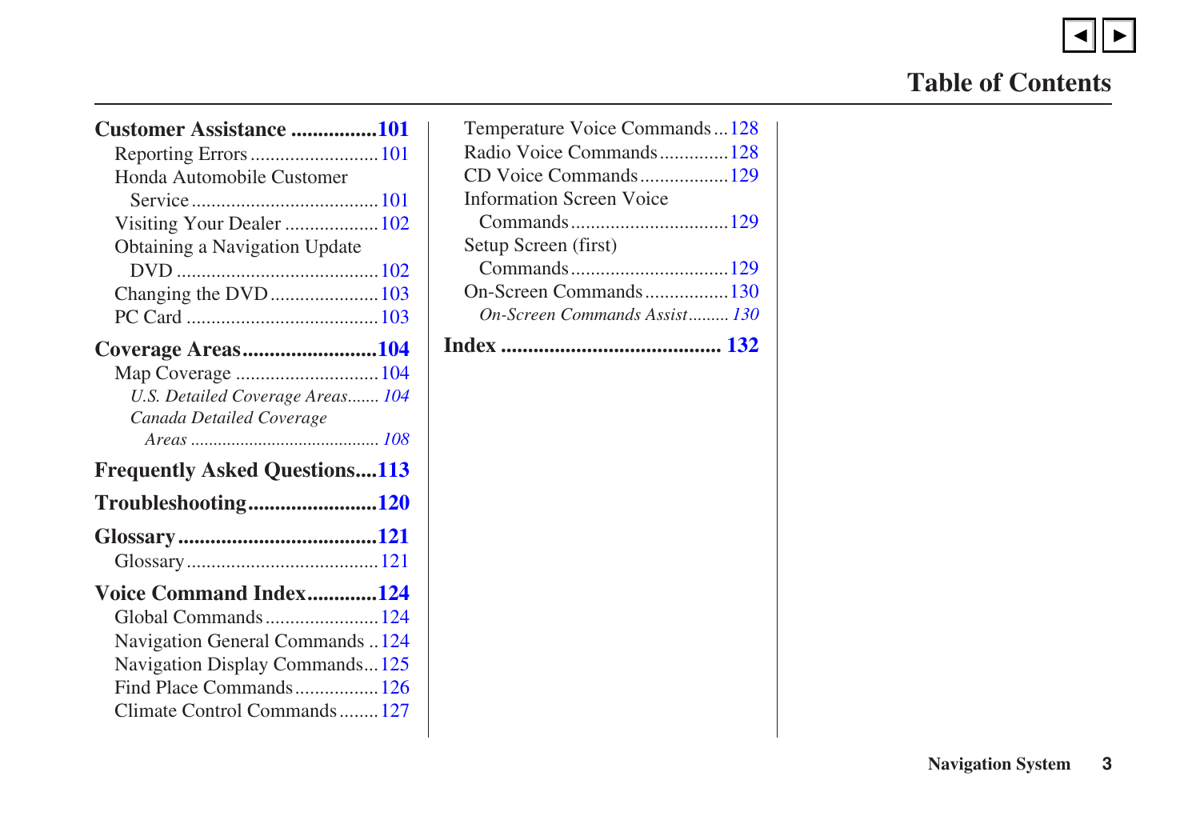# Table of Contents

**Customer Assistance ................101**

- Reporting Errors .......................... 101
- Honda Automobile Customer Service ...................................... 101
- Visiting Your Dealer .................. 102
- Obtaining a Navigation Update DVD ......................................... 102
- Changing the DVD ..................... 103
- PC Card ...................................... 103

**Coverage Areas.........................104**

- Map Coverage ............................ 104
  - *U.S. Detailed Coverage Areas....... 104*
  - *Canada Detailed Coverage Areas ......................................... 108*

**Frequently Asked Questions....113**

**Troubleshooting........................120**

**Glossary.....................................121**

- Glossary...................................... 121

**Voice Command Index............124**

- Global Commands ....................... 124
- Navigation General Commands .. 124
- Navigation Display Commands... 125
- Find Place Commands ................ 126
- Climate Control Commands........ 127
- Temperature Voice Commands ... 128
- Radio Voice Commands ............. 128
- CD Voice Commands ................. 129
- Information Screen Voice Commands ............................... 129
- Setup Screen (first) Commands ............................... 129
- On-Screen Commands ................ 130
  - *On-Screen Commands Assist......... 130*

**Index ........................................ 132**